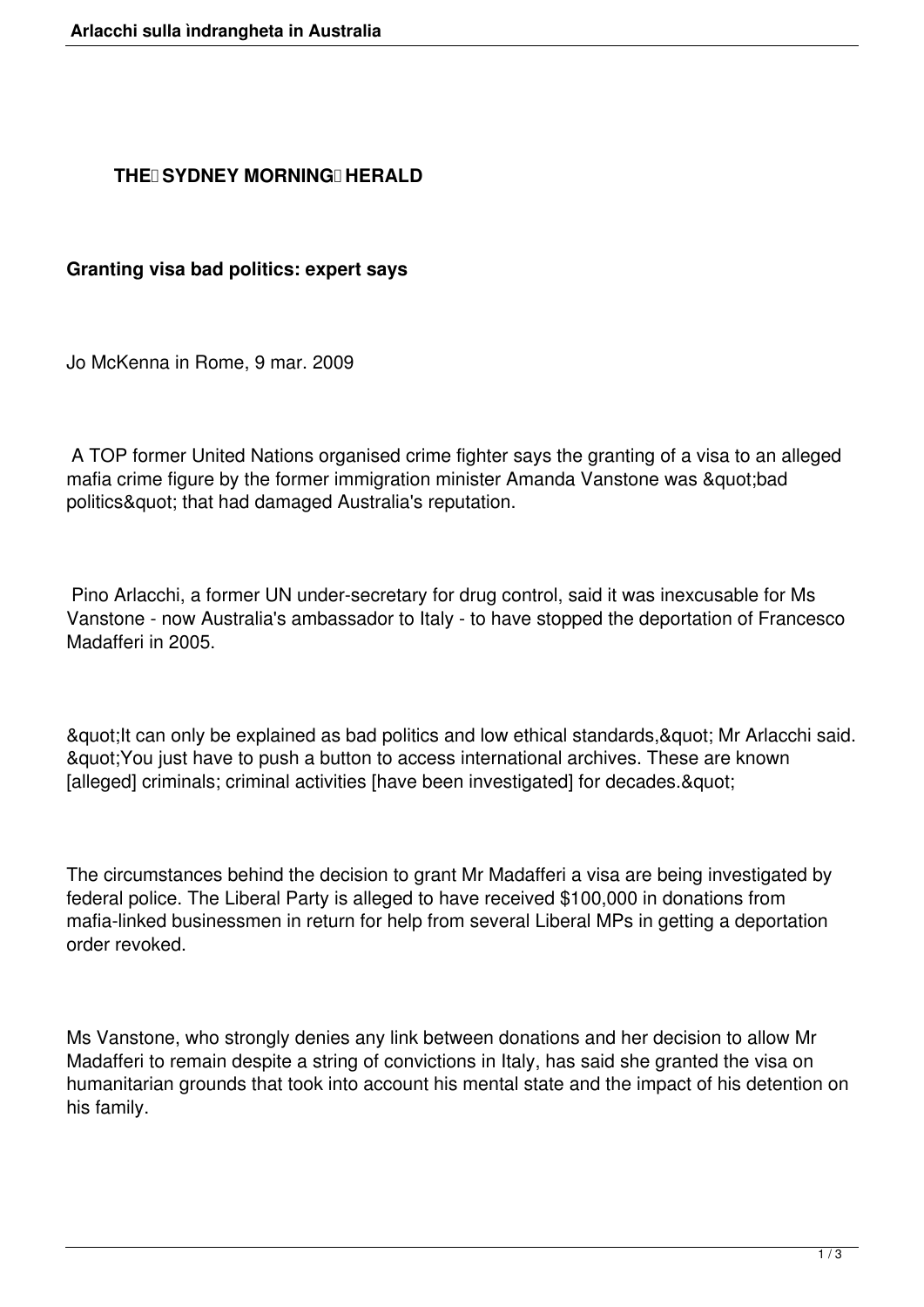**THE SYDNEY MORNING HERALD**

**Granting visa bad politics: expert says**

Jo McKenna in Rome, 9 mar. 2009

A TOP former United Nations organised crime fighter says the granting of a visa to an alleged mafia crime figure by the former immigration minister Amanda Vanstone was "bad politics" that had damaged Australia's reputation.

Pino Arlacchi, a former UN under-secretary for drug control, said it was inexcusable for Ms Vanstone - now Australia's ambassador to Italy - to have stopped the deportation of Francesco Madafferi in 2005.

"It can only be explained as bad politics and low ethical standards," Mr Arlacchi said. "You just have to push a button to access international archives. These are known [alleged] criminals; criminal activities [have been investigated] for decades."

The circumstances behind the decision to grant Mr Madafferi a visa are being investigated by federal police. The Liberal Party is alleged to have received $100,000 in donations from mafia-linked businessmen in return for help from several Liberal MPs in getting a deportation order revoked.

Ms Vanstone, who strongly denies any link between donations and her decision to allow Mr Madafferi to remain despite a string of convictions in Italy, has said she granted the visa on humanitarian grounds that took into account his mental state and the impact of his detention on his family.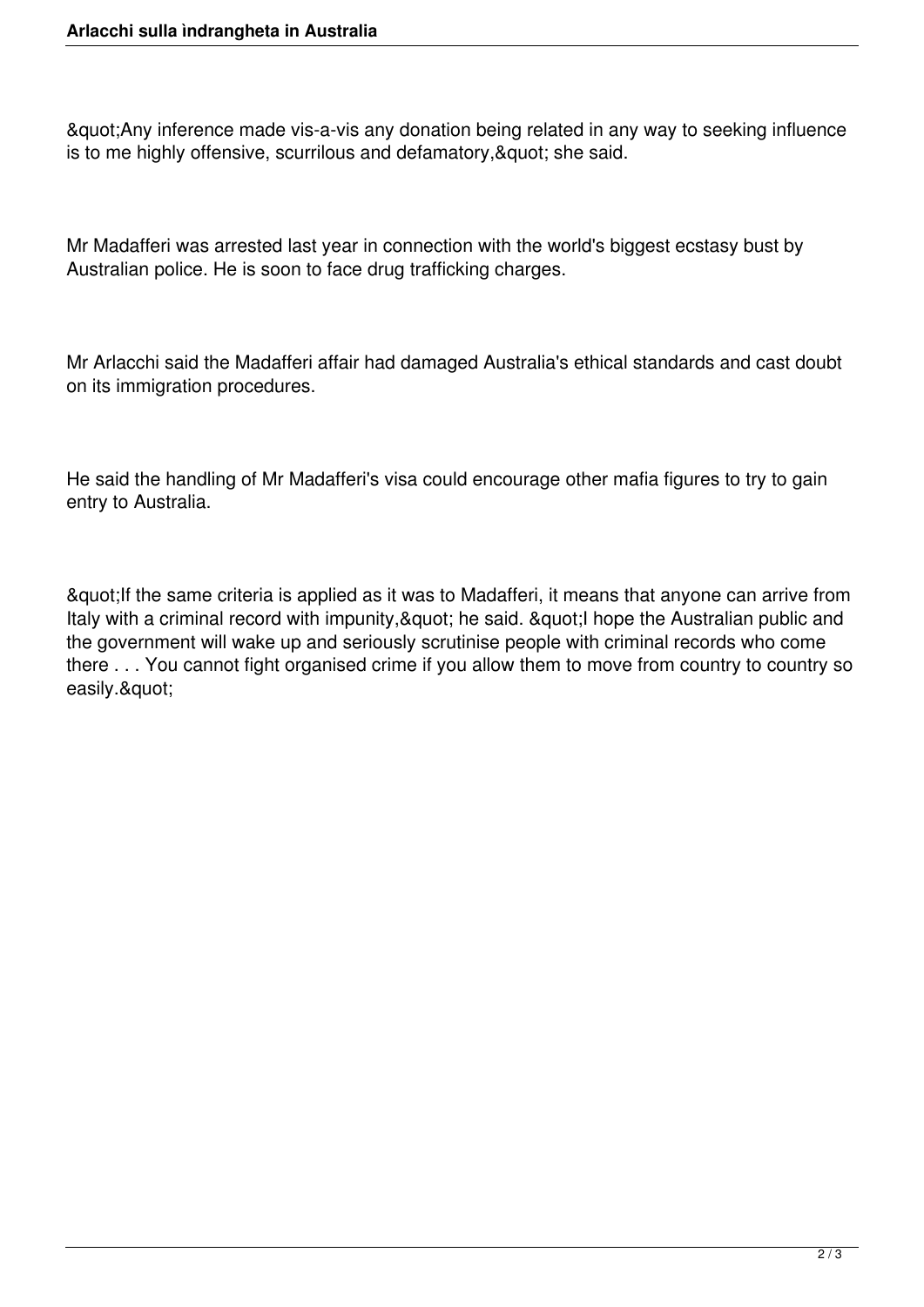&quot;Any inference made vis-a-vis any donation being related in any way to seeking influence is to me highly offensive, scurrilous and defamatory,&quot; she said.

Mr Madafferi was arrested last year in connection with the world's biggest ecstasy bust by Australian police. He is soon to face drug trafficking charges.

Mr Arlacchi said the Madafferi affair had damaged Australia's ethical standards and cast doubt on its immigration procedures.

He said the handling of Mr Madafferi's visa could encourage other mafia figures to try to gain entry to Australia.

&quot;If the same criteria is applied as it was to Madafferi, it means that anyone can arrive from Italy with a criminal record with impunity,&quot; he said. &quot;I hope the Australian public and the government will wake up and seriously scrutinise people with criminal records who come there . . . You cannot fight organised crime if you allow them to move from country to country so easily.&quot;